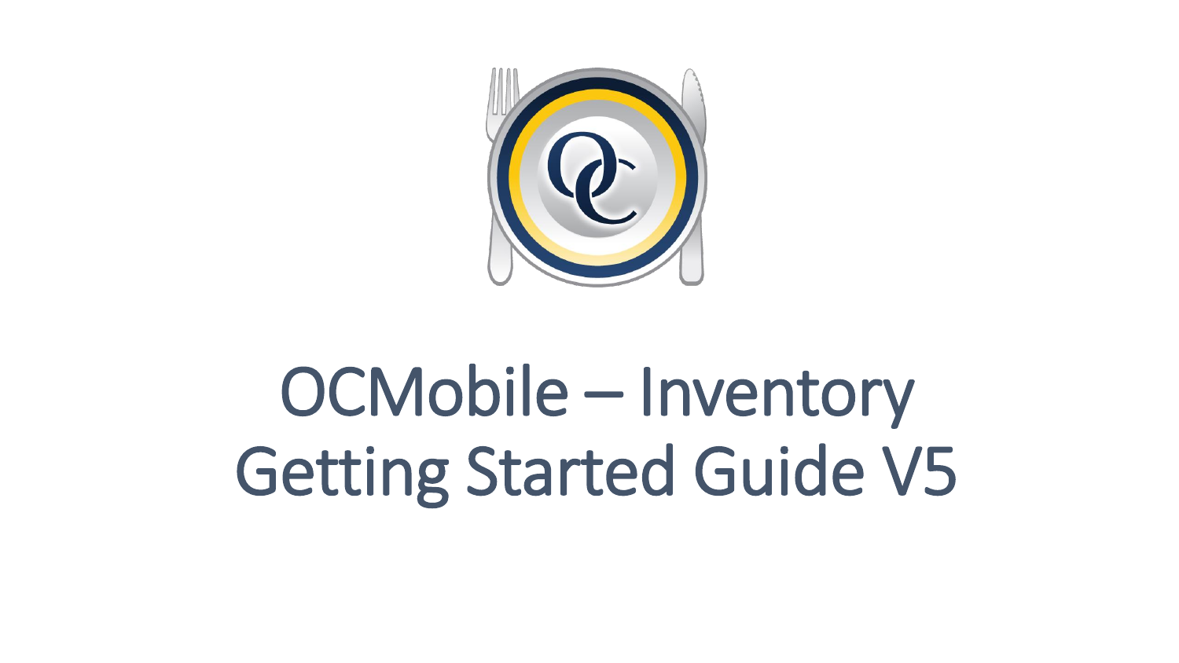# OCMobile – Inventory Getting Started Guide V5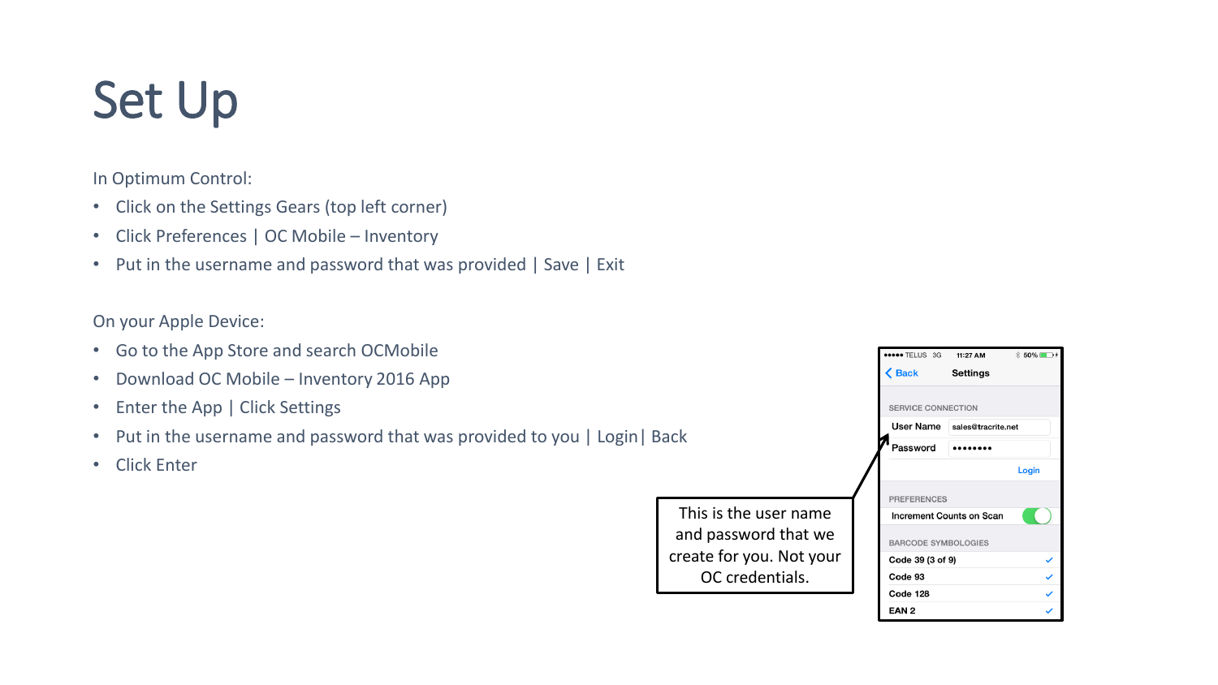# Set Up

In Optimum Control:

- Click on the Settings Gears (top left corner)
- Click Preferences | OC Mobile – Inventory
- Put in the username and password that was provided | Save | Exit

On your Apple Device:

- Go to the App Store and search OCMobile
- Download OC Mobile – Inventory 2016 App
- Enter the App | Click Settings
- Put in the username and password that was provided to you | Login| Back
- Click Enter

This is the user name and password that we create for you. Not your OC credentials.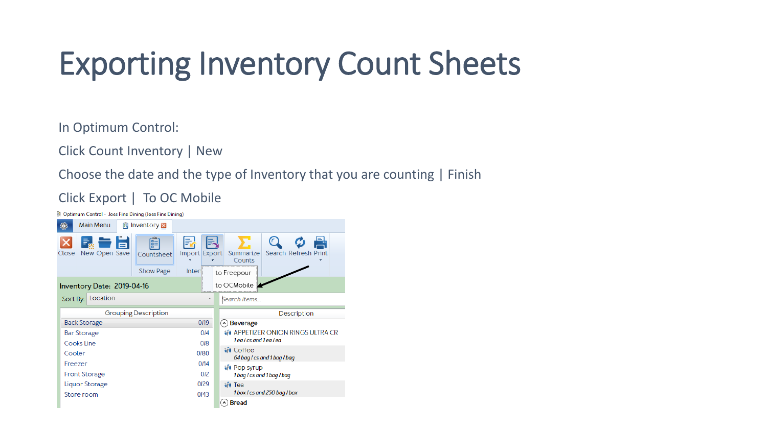# Exporting Inventory Count Sheets

In Optimum Control:

Click Count Inventory | New

Choose the date and the type of Inventory that you are counting | Finish

Click Export | To OC Mobile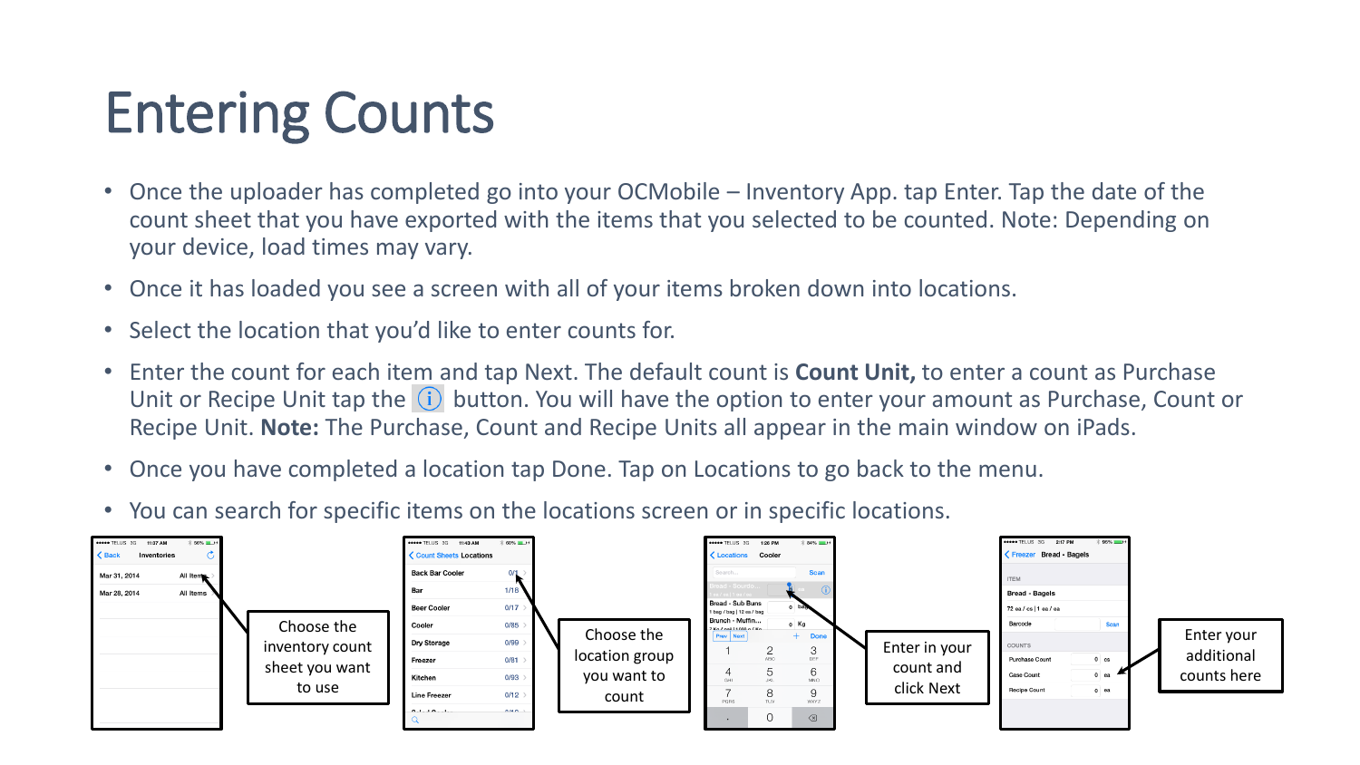# Entering Counts

- Once the uploader has completed go into your OCMobile – Inventory App. tap Enter. Tap the date of the count sheet that you have exported with the items that you selected to be counted. Note: Depending on your device, load times may vary.
- Once it has loaded you see a screen with all of your items broken down into locations.
- Select the location that you'd like to enter counts for.
- Enter the count for each item and tap Next. The default count is **Count Unit,** to enter a count as Purchase Unit or Recipe Unit tap the (i) button. You will have the option to enter your amount as Purchase, Count or Recipe Unit. **Note:** The Purchase, Count and Recipe Units all appear in the main window on iPads.
- Once you have completed a location tap Done. Tap on Locations to go back to the menu.
- You can search for specific items on the locations screen or in specific locations.

Choose the inventory count sheet you want to use

Choose the location group you want to count

Enter in your count and click Next

Enter your additional counts here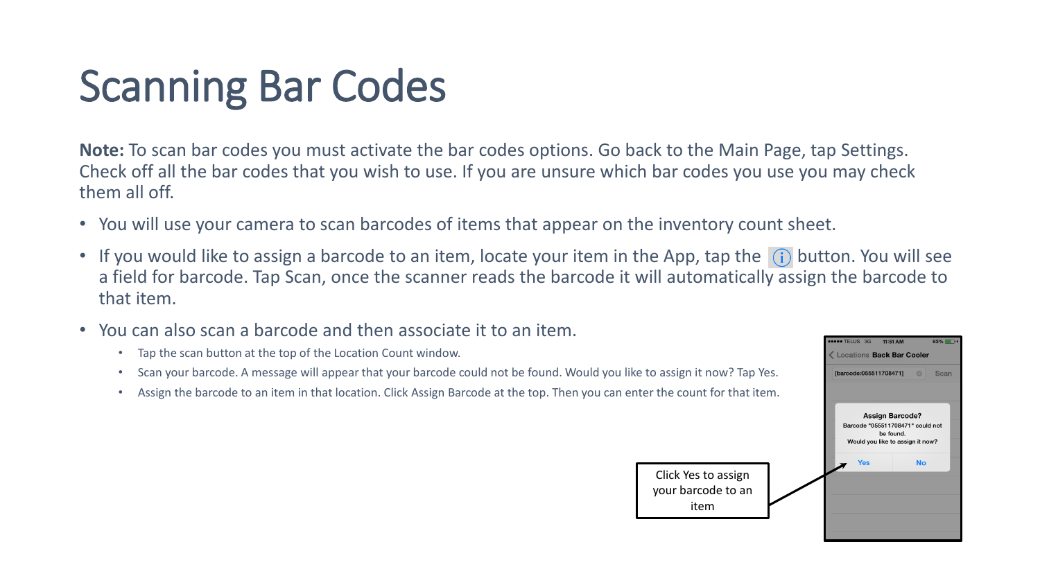# Scanning Bar Codes

**Note:** To scan bar codes you must activate the bar codes options. Go back to the Main Page, tap Settings. Check off all the bar codes that you wish to use. If you are unsure which bar codes you use you may check them all off.

- You will use your camera to scan barcodes of items that appear on the inventory count sheet.
- If you would like to assign a barcode to an item, locate your item in the App, tap the (i) button. You will see a field for barcode. Tap Scan, once the scanner reads the barcode it will automatically assign the barcode to that item.
- You can also scan a barcode and then associate it to an item.
  - Tap the scan button at the top of the Location Count window.
  - Scan your barcode. A message will appear that your barcode could not be found. Would you like to assign it now? Tap Yes.
  - Assign the barcode to an item in that location. Click Assign Barcode at the top. Then you can enter the count for that item.

Click Yes to assign your barcode to an item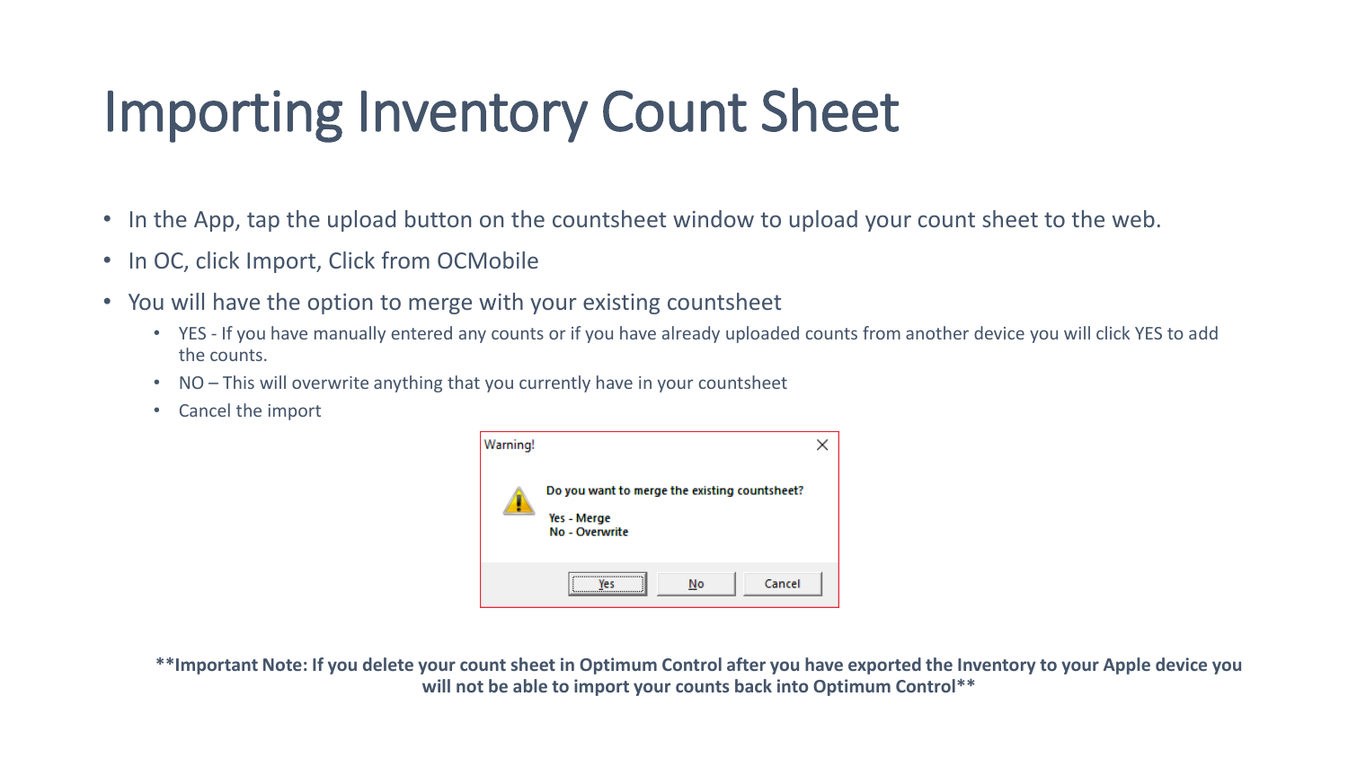# Importing Inventory Count Sheet

- In the App, tap the upload button on the countsheet window to upload your count sheet to the web.
- In OC, click Import, Click from OCMobile
- You will have the option to merge with your existing countsheet
  - YES - If you have manually entered any counts or if you have already uploaded counts from another device you will click YES to add the counts.
  - NO – This will overwrite anything that you currently have in your countsheet
  - Cancel the import

Warning!

Do you want to merge the existing countsheet?

Yes - Merge
No - Overwrite

Yes | No | Cancel

**\*\*Important Note: If you delete your count sheet in Optimum Control after you have exported the Inventory to your Apple device you will not be able to import your counts back into Optimum Control\*\***